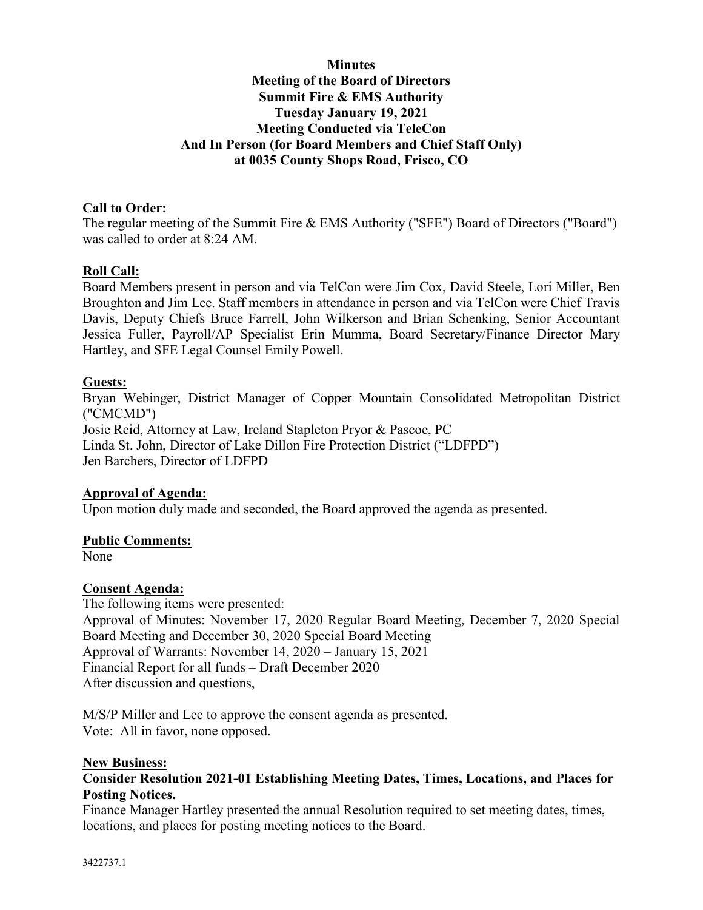**Minutes**
**Meeting of the Board of Directors**
**Summit Fire & EMS Authority**
**Tuesday January 19, 2021**
**Meeting Conducted via TeleCon**
**And In Person (for Board Members and Chief Staff Only)**
**at 0035 County Shops Road, Frisco, CO**

**Call to Order:**
The regular meeting of the Summit Fire & EMS Authority ("SFE") Board of Directors ("Board") was called to order at 8:24 AM.

**Roll Call:**
Board Members present in person and via TelCon were Jim Cox, David Steele, Lori Miller, Ben Broughton and Jim Lee. Staff members in attendance in person and via TelCon were Chief Travis Davis, Deputy Chiefs Bruce Farrell, John Wilkerson and Brian Schenking, Senior Accountant Jessica Fuller, Payroll/AP Specialist Erin Mumma, Board Secretary/Finance Director Mary Hartley, and SFE Legal Counsel Emily Powell.

**Guests:**
Bryan Webinger, District Manager of Copper Mountain Consolidated Metropolitan District ("CMCMD")
Josie Reid, Attorney at Law, Ireland Stapleton Pryor & Pascoe, PC
Linda St. John, Director of Lake Dillon Fire Protection District ("LDFPD")
Jen Barchers, Director of LDFPD

**Approval of Agenda:**
Upon motion duly made and seconded, the Board approved the agenda as presented.

**Public Comments:**
None

**Consent Agenda:**
The following items were presented:
Approval of Minutes: November 17, 2020 Regular Board Meeting, December 7, 2020 Special Board Meeting and December 30, 2020 Special Board Meeting
Approval of Warrants: November 14, 2020 – January 15, 2021
Financial Report for all funds – Draft December 2020
After discussion and questions,

M/S/P Miller and Lee to approve the consent agenda as presented.
Vote: All in favor, none opposed.

**New Business:**

**Consider Resolution 2021-01 Establishing Meeting Dates, Times, Locations, and Places for Posting Notices.**

Finance Manager Hartley presented the annual Resolution required to set meeting dates, times, locations, and places for posting meeting notices to the Board.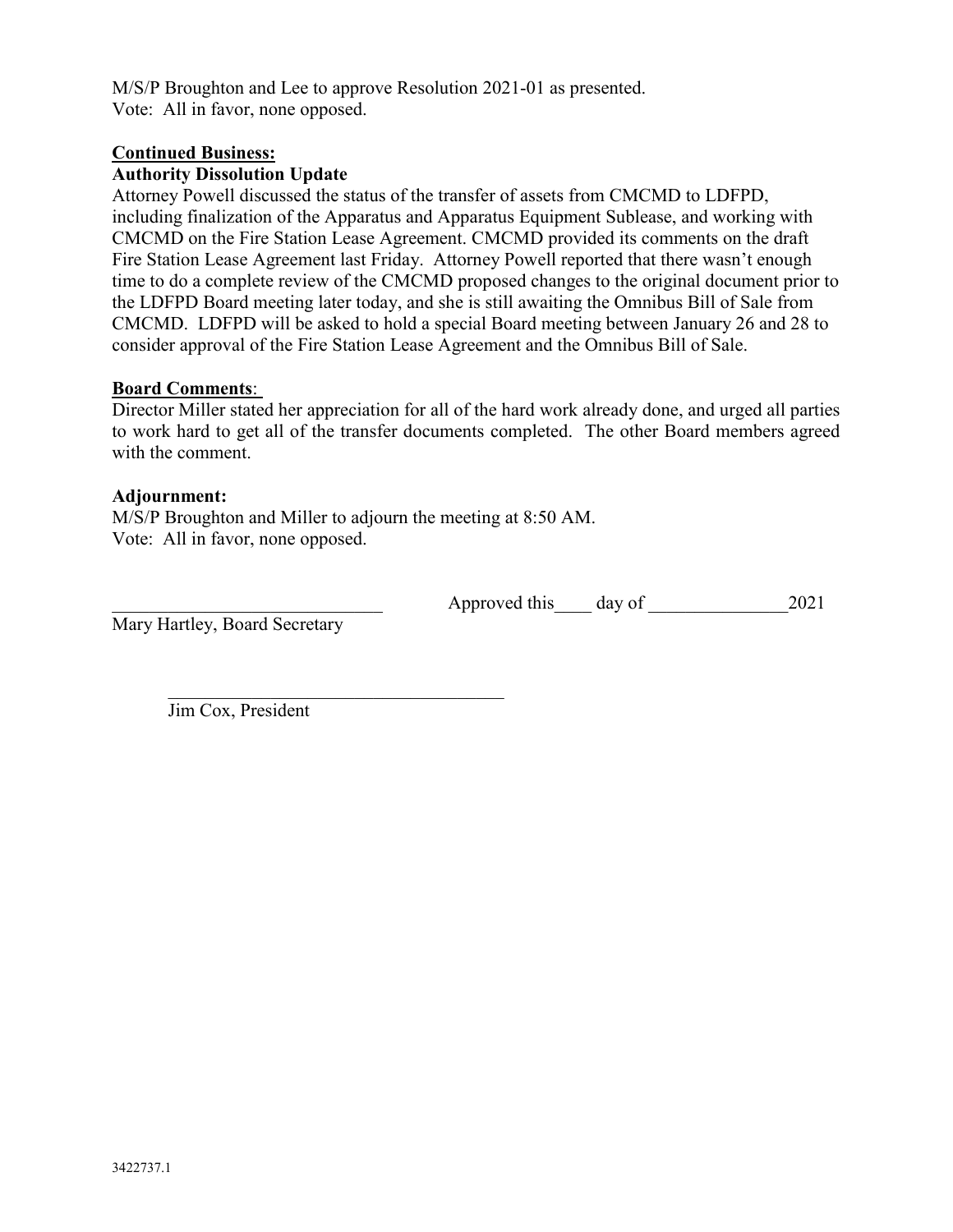M/S/P Broughton and Lee to approve Resolution 2021-01 as presented.
Vote: All in favor, none opposed.

**Continued Business:**

**Authority Dissolution Update**

Attorney Powell discussed the status of the transfer of assets from CMCMD to LDFPD, including finalization of the Apparatus and Apparatus Equipment Sublease, and working with CMCMD on the Fire Station Lease Agreement. CMCMD provided its comments on the draft Fire Station Lease Agreement last Friday. Attorney Powell reported that there wasn't enough time to do a complete review of the CMCMD proposed changes to the original document prior to the LDFPD Board meeting later today, and she is still awaiting the Omnibus Bill of Sale from CMCMD. LDFPD will be asked to hold a special Board meeting between January 26 and 28 to consider approval of the Fire Station Lease Agreement and the Omnibus Bill of Sale.

**Board Comments**:

Director Miller stated her appreciation for all of the hard work already done, and urged all parties to work hard to get all of the transfer documents completed. The other Board members agreed with the comment.

**Adjournment:**

M/S/P Broughton and Miller to adjourn the meeting at 8:50 AM.
Vote: All in favor, none opposed.

______________________________ Approved this____ day of _______________2021

Mary Hartley, Board Secretary

_____________________________________

Jim Cox, President

3422737.1